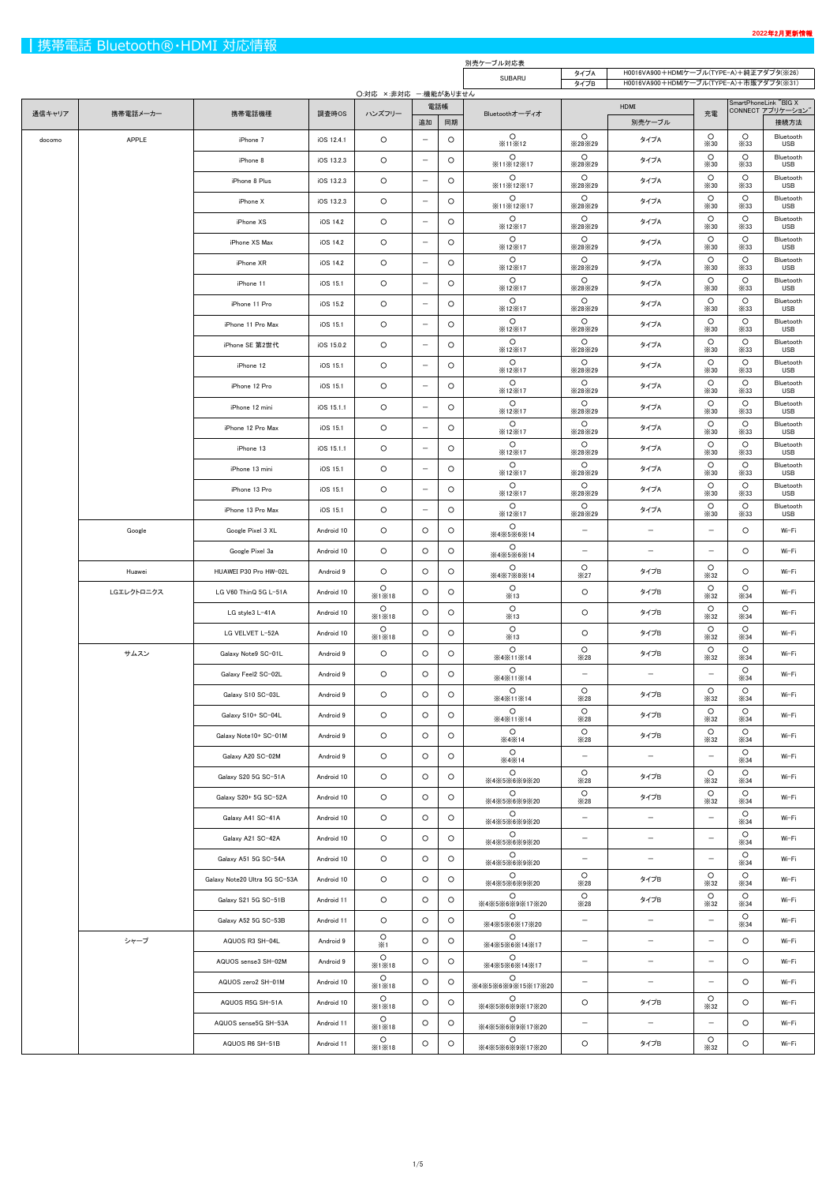2022年2月更新情報

# 携帯電話 Bluetooth®・HDMI 対応情報

別売ケーブル対応表

| SUBARU | タイプA | H0016VA900＋HDMIケーブル(TYPE-A)＋純正アダプタ(※28) |
|---|---|---|
| | タイプB | H0016VA900＋HDMIケーブル(TYPE-A)＋市販アダプタ(※31) |

○:対応 ×:非対応 －:機能がありません

| 通信キャリア | 携帯電話メーカー | 携帯電話機種 | 調査時OS | ハンズフリー | 電話帳 | | Bluetoothオーディオ | HDMI | | 充電 | SmartPhoneLink "BIG X CONNECT アプリケーション" |
|---|---|---|---|---|---|---|---|---|---|---|---|
| | | | | | 追加 | 同期 | | | 別売ケーブル | | 接続方法 |
| docomo | APPLE | iPhone 7 | iOS 12.4.1 | ○ | － | ○ | ○ ※11※12 | ○ ※28※29 | タイプA | ○ ※30 | ○ ※33 | Bluetooth USB |
| | | iPhone 8 | iOS 13.2.3 | ○ | － | ○ | ○ ※11※12※17 | ○ ※28※29 | タイプA | ○ ※30 | ○ ※33 | Bluetooth USB |
| | | iPhone 8 Plus | iOS 13.2.3 | ○ | － | ○ | ○ ※11※12※17 | ○ ※28※29 | タイプA | ○ ※30 | ○ ※33 | Bluetooth USB |
| | | iPhone X | iOS 13.2.3 | ○ | － | ○ | ○ ※11※12※17 | ○ ※28※29 | タイプA | ○ ※30 | ○ ※33 | Bluetooth USB |
| | | iPhone XS | iOS 14.2 | ○ | － | ○ | ○ ※12※17 | ○ ※28※29 | タイプA | ○ ※30 | ○ ※33 | Bluetooth USB |
| | | iPhone XS Max | iOS 14.2 | ○ | － | ○ | ○ ※12※17 | ○ ※28※29 | タイプA | ○ ※30 | ○ ※33 | Bluetooth USB |
| | | iPhone XR | iOS 14.2 | ○ | － | ○ | ○ ※12※17 | ○ ※28※29 | タイプA | ○ ※30 | ○ ※33 | Bluetooth USB |
| | | iPhone 11 | iOS 15.1 | ○ | － | ○ | ○ ※12※17 | ○ ※28※29 | タイプA | ○ ※30 | ○ ※33 | Bluetooth USB |
| | | iPhone 11 Pro | iOS 15.2 | ○ | － | ○ | ○ ※12※17 | ○ ※28※29 | タイプA | ○ ※30 | ○ ※33 | Bluetooth USB |
| | | iPhone 11 Pro Max | iOS 15.1 | ○ | － | ○ | ○ ※12※17 | ○ ※28※29 | タイプA | ○ ※30 | ○ ※33 | Bluetooth USB |
| | | iPhone SE 第2世代 | iOS 15.0.2 | ○ | － | ○ | ○ ※12※17 | ○ ※28※29 | タイプA | ○ ※30 | ○ ※33 | Bluetooth USB |
| | | iPhone 12 | iOS 15.1 | ○ | － | ○ | ○ ※12※17 | ○ ※28※29 | タイプA | ○ ※30 | ○ ※33 | Bluetooth USB |
| | | iPhone 12 Pro | iOS 15.1 | ○ | － | ○ | ○ ※12※17 | ○ ※28※29 | タイプA | ○ ※30 | ○ ※33 | Bluetooth USB |
| | | iPhone 12 mini | iOS 15.1.1 | ○ | － | ○ | ○ ※12※17 | ○ ※28※29 | タイプA | ○ ※30 | ○ ※33 | Bluetooth USB |
| | | iPhone 12 Pro Max | iOS 15.1 | ○ | － | ○ | ○ ※12※17 | ○ ※28※29 | タイプA | ○ ※30 | ○ ※33 | Bluetooth USB |
| | | iPhone 13 | iOS 15.1.1 | ○ | － | ○ | ○ ※12※17 | ○ ※28※29 | タイプA | ○ ※30 | ○ ※33 | Bluetooth USB |
| | | iPhone 13 mini | iOS 15.1 | ○ | － | ○ | ○ ※12※17 | ○ ※28※29 | タイプA | ○ ※30 | ○ ※33 | Bluetooth USB |
| | | iPhone 13 Pro | iOS 15.1 | ○ | － | ○ | ○ ※12※17 | ○ ※28※29 | タイプA | ○ ※30 | ○ ※33 | Bluetooth USB |
| | | iPhone 13 Pro Max | iOS 15.1 | ○ | － | ○ | ○ ※12※17 | ○ ※28※29 | タイプA | ○ ※30 | ○ ※33 | Bluetooth USB |
| | Google | Google Pixel 3 XL | Android 10 | ○ | ○ | ○ | ○ ※4※5※6※14 | － | － | － | ○ | Wi-Fi |
| | | Google Pixel 3a | Android 10 | ○ | ○ | ○ | ○ ※4※5※6※14 | － | － | － | ○ | Wi-Fi |
| | Huawei | HUAWEI P30 Pro HW-02L | Android 9 | ○ | ○ | ○ | ○ ※4※7※8※14 | ○ ※27 | タイプB | ○ ※32 | ○ | Wi-Fi |
| | LGエレクトロニクス | LG V60 ThinQ 5G L-51A | Android 10 | ○ ※1※18 | ○ | ○ | ○ ※13 | ○ | タイプB | ○ ※32 | ○ ※34 | Wi-Fi |
| | | LG style3 L-41A | Android 10 | ○ ※1※18 | ○ | ○ | ○ ※13 | ○ | タイプB | ○ ※32 | ○ ※34 | Wi-Fi |
| | | LG VELVET L-52A | Android 10 | ○ ※1※18 | ○ | ○ | ○ ※13 | ○ | タイプB | ○ ※32 | ○ ※34 | Wi-Fi |
| | サムスン | Galaxy Note9 SC-01L | Android 9 | ○ | ○ | ○ | ○ ※4※11※14 | ○ ※28 | タイプB | ○ ※32 | ○ ※34 | Wi-Fi |
| | | Galaxy Feel2 SC-02L | Android 9 | ○ | ○ | ○ | ○ ※4※11※14 | － | － | － | ○ ※34 | Wi-Fi |
| | | Galaxy S10 SC-03L | Android 9 | ○ | ○ | ○ | ○ ※4※11※14 | ○ ※28 | タイプB | ○ ※32 | ○ ※34 | Wi-Fi |
| | | Galaxy S10+ SC-04L | Android 9 | ○ | ○ | ○ | ○ ※4※11※14 | ○ ※28 | タイプB | ○ ※32 | ○ ※34 | Wi-Fi |
| | | Galaxy Note10+ SC-01M | Android 9 | ○ | ○ | ○ | ○ ※4※14 | ○ ※28 | タイプB | ○ ※32 | ○ ※34 | Wi-Fi |
| | | Galaxy A20 SC-02M | Android 9 | ○ | ○ | ○ | ○ ※4※14 | － | － | － | ○ ※34 | Wi-Fi |
| | | Galaxy S20 5G SC-51A | Android 10 | ○ | ○ | ○ | ○ ※4※5※6※9※20 | ○ ※28 | タイプB | ○ ※32 | ○ ※34 | Wi-Fi |
| | | Galaxy S20+ 5G SC-52A | Android 10 | ○ | ○ | ○ | ○ ※4※5※6※9※20 | ○ ※28 | タイプB | ○ ※32 | ○ ※34 | Wi-Fi |
| | | Galaxy A41 SC-41A | Android 10 | ○ | ○ | ○ | ○ ※4※5※6※9※20 | － | － | － | ○ ※34 | Wi-Fi |
| | | Galaxy A21 SC-42A | Android 10 | ○ | ○ | ○ | ○ ※4※5※6※9※20 | － | － | － | ○ ※34 | Wi-Fi |
| | | Galaxy A51 5G SC-54A | Android 10 | ○ | ○ | ○ | ○ ※4※5※6※9※20 | － | － | － | ○ ※34 | Wi-Fi |
| | | Galaxy Note20 Ultra 5G SC-53A | Android 10 | ○ | ○ | ○ | ○ ※4※5※6※9※20 | ○ ※28 | タイプB | ○ ※32 | ○ ※34 | Wi-Fi |
| | | Galaxy S21 5G SC-51B | Android 11 | ○ | ○ | ○ | ○ ※4※5※6※9※17※20 | ○ ※28 | タイプB | ○ ※32 | ○ ※34 | Wi-Fi |
| | | Galaxy A52 5G SC-53B | Android 11 | ○ | ○ | ○ | ○ ※4※5※6※17※20 | － | － | － | ○ ※34 | Wi-Fi |
| | シャープ | AQUOS R3 SH-04L | Android 9 | ○ ※1 | ○ | ○ | ○ ※4※5※6※14※17 | － | － | － | ○ | Wi-Fi |
| | | AQUOS sense3 SH-02M | Android 9 | ○ ※1※18 | ○ | ○ | ○ ※4※5※6※14※17 | － | － | － | ○ | Wi-Fi |
| | | AQUOS zero2 SH-01M | Android 10 | ○ ※1※18 | ○ | ○ | ○ ※4※5※6※9※15※17※20 | － | － | － | ○ | Wi-Fi |
| | | AQUOS R5G SH-51A | Android 10 | ○ ※1※18 | ○ | ○ | ○ ※4※5※6※9※17※20 | ○ | タイプB | ○ ※32 | ○ | Wi-Fi |
| | | AQUOS sense5G SH-53A | Android 11 | ○ ※1※18 | ○ | ○ | ○ ※4※5※6※9※17※20 | － | － | － | ○ | Wi-Fi |
| | | AQUOS R6 SH-51B | Android 11 | ○ ※1※18 | ○ | ○ | ○ ※4※5※6※9※17※20 | ○ | タイプB | ○ ※32 | ○ | Wi-Fi |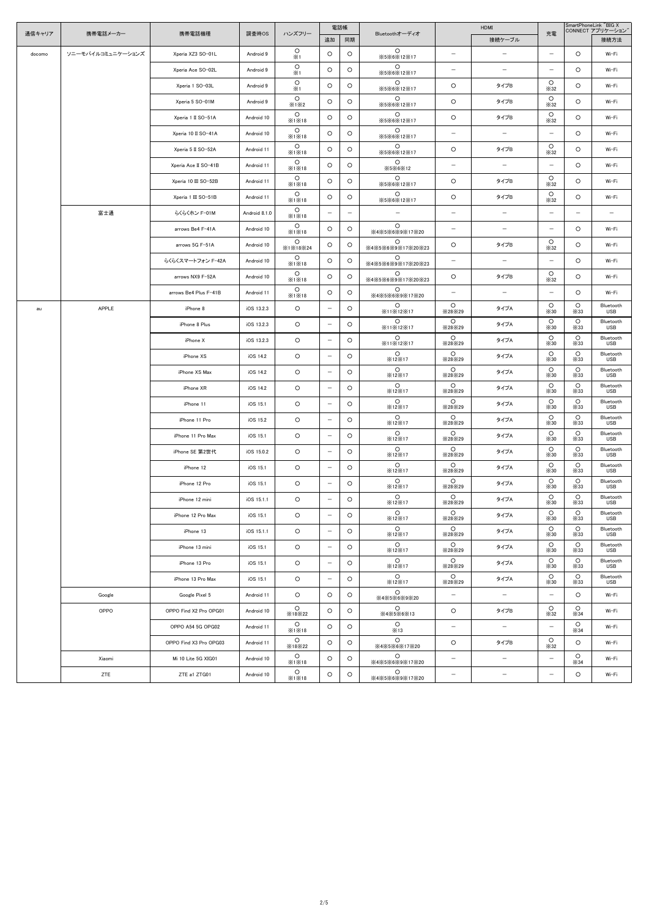| 通信キャリア | 携帯電話メーカー | 携帯電話機種 | 調査時OS | ハンズフリー | 電話帳 | | Bluetoothオーディオ | HDMI | | 充電 | SmartPhoneLink "BIG X CONNECT アプリケーション" | |
|---|---|---|---|---|---|---|---|---|---|---|---|---|
| | | | | | 追加 | 同期 | | | 接続ケーブル | | | 接続方法 |
| docomo | ソニーモバイルコミュニケーションズ | Xperia XZ3 SO-01L | Android 9 | ○ ※1 | ○ | ○ | ○ ※5※6※12※17 | ー | ー | ー | ○ | Wi-Fi |
| | | Xperia Ace SO-02L | Android 9 | ○ ※1 | ○ | ○ | ○ ※5※6※12※17 | ー | ー | ー | ○ | Wi-Fi |
| | | Xperia 1 SO-03L | Android 9 | ○ ※1 | ○ | ○ | ○ ※5※6※12※17 | ○ | タイプB | ○ ※32 | ○ | Wi-Fi |
| | | Xperia 5 SO-01M | Android 9 | ○ ※1※2 | ○ | ○ | ○ ※5※6※12※17 | ○ | タイプB | ○ ※32 | ○ | Wi-Fi |
| | | Xperia 1 II SO-51A | Android 10 | ○ ※1※18 | ○ | ○ | ○ ※5※6※12※17 | ○ | タイプB | ○ ※32 | ○ | Wi-Fi |
| | | Xperia 10 II SO-41A | Android 10 | ○ ※1※18 | ○ | ○ | ○ ※5※6※12※17 | ー | ー | ー | ○ | Wi-Fi |
| | | Xperia 5 II SO-52A | Android 11 | ○ ※1※18 | ○ | ○ | ○ ※5※6※12※17 | ○ | タイプB | ○ ※32 | ○ | Wi-Fi |
| | | Xperia Ace II SO-41B | Android 11 | ○ ※1※18 | ○ | ○ | ○ ※5※6※12 | ー | ー | ー | ○ | Wi-Fi |
| | | Xperia 10 III SO-52B | Android 11 | ○ ※1※18 | ○ | ○ | ○ ※5※6※12※17 | ○ | タイプB | ○ ※32 | ○ | Wi-Fi |
| | | Xperia 1 III SO-51B | Android 11 | ○ ※1※18 | ○ | ○ | ○ ※5※6※12※17 | ○ | タイプB | ○ ※32 | ○ | Wi-Fi |
| | 富士通 | らくらくホン F-01M | Android 8.1.0 | ○ ※1※18 | ー | ー | ー | ー | ー | ー | ー | ー |
| | | arrows Be4 F-41A | Android 10 | ○ ※1※18 | ○ | ○ | ○ ※4※5※6※9※17※20 | ー | ー | ー | ○ | Wi-Fi |
| | | arrows 5G F-51A | Android 10 | ○ ※1※18※24 | ○ | ○ | ○ ※4※5※6※9※17※20※23 | ○ | タイプB | ○ ※32 | ○ | Wi-Fi |
| | | らくらくスマートフォン F-42A | Android 10 | ○ ※1※18 | ○ | ○ | ○ ※4※5※6※9※17※20※23 | ー | ー | ー | ○ | Wi-Fi |
| | | arrows NX9 F-52A | Android 10 | ○ ※1※18 | ○ | ○ | ○ ※4※5※6※9※17※20※23 | ○ | タイプB | ○ ※32 | ○ | Wi-Fi |
| | | arrows Be4 Plus F-41B | Android 11 | ○ ※1※18 | ○ | ○ | ○ ※4※5※6※9※17※20 | ー | ー | ー | ○ | Wi-Fi |
| au | APPLE | iPhone 8 | iOS 13.2.3 | ○ | ー | ○ | ○ ※11※12※17 | ○ ※28※29 | タイプA | ○ ※30 | ○ ※33 | Bluetooth USB |
| | | iPhone 8 Plus | iOS 13.2.3 | ○ | ー | ○ | ○ ※11※12※17 | ○ ※28※29 | タイプA | ○ ※30 | ○ ※33 | Bluetooth USB |
| | | iPhone X | iOS 13.2.3 | ○ | ー | ○ | ○ ※11※12※17 | ○ ※28※29 | タイプA | ○ ※30 | ○ ※33 | Bluetooth USB |
| | | iPhone XS | iOS 14.2 | ○ | ー | ○ | ○ ※12※17 | ○ ※28※29 | タイプA | ○ ※30 | ○ ※33 | Bluetooth USB |
| | | iPhone XS Max | iOS 14.2 | ○ | ー | ○ | ○ ※12※17 | ○ ※28※29 | タイプA | ○ ※30 | ○ ※33 | Bluetooth USB |
| | | iPhone XR | iOS 14.2 | ○ | ー | ○ | ○ ※12※17 | ○ ※28※29 | タイプA | ○ ※30 | ○ ※33 | Bluetooth USB |
| | | iPhone 11 | iOS 15.1 | ○ | ー | ○ | ○ ※12※17 | ○ ※28※29 | タイプA | ○ ※30 | ○ ※33 | Bluetooth USB |
| | | iPhone 11 Pro | iOS 15.2 | ○ | ー | ○ | ○ ※12※17 | ○ ※28※29 | タイプA | ○ ※30 | ○ ※33 | Bluetooth USB |
| | | iPhone 11 Pro Max | iOS 15.1 | ○ | ー | ○ | ○ ※12※17 | ○ ※28※29 | タイプA | ○ ※30 | ○ ※33 | Bluetooth USB |
| | | iPhone SE 第2世代 | iOS 15.0.2 | ○ | ー | ○ | ○ ※12※17 | ○ ※28※29 | タイプA | ○ ※30 | ○ ※33 | Bluetooth USB |
| | | iPhone 12 | iOS 15.1 | ○ | ー | ○ | ○ ※12※17 | ○ ※28※29 | タイプA | ○ ※30 | ○ ※33 | Bluetooth USB |
| | | iPhone 12 Pro | iOS 15.1 | ○ | ー | ○ | ○ ※12※17 | ○ ※28※29 | タイプA | ○ ※30 | ○ ※33 | Bluetooth USB |
| | | iPhone 12 mini | iOS 15.1.1 | ○ | ー | ○ | ○ ※12※17 | ○ ※28※29 | タイプA | ○ ※30 | ○ ※33 | Bluetooth USB |
| | | iPhone 12 Pro Max | iOS 15.1 | ○ | ー | ○ | ○ ※12※17 | ○ ※28※29 | タイプA | ○ ※30 | ○ ※33 | Bluetooth USB |
| | | iPhone 13 | iOS 15.1.1 | ○ | ー | ○ | ○ ※12※17 | ○ ※28※29 | タイプA | ○ ※30 | ○ ※33 | Bluetooth USB |
| | | iPhone 13 mini | iOS 15.1 | ○ | ー | ○ | ○ ※12※17 | ○ ※28※29 | タイプA | ○ ※30 | ○ ※33 | Bluetooth USB |
| | | iPhone 13 Pro | iOS 15.1 | ○ | ー | ○ | ○ ※12※17 | ○ ※28※29 | タイプA | ○ ※30 | ○ ※33 | Bluetooth USB |
| | | iPhone 13 Pro Max | iOS 15.1 | ○ | ー | ○ | ○ ※12※17 | ○ ※28※29 | タイプA | ○ ※30 | ○ ※33 | Bluetooth USB |
| | Google | Google Pixel 5 | Android 11 | ○ | ○ | ○ | ○ ※4※5※6※9※20 | ー | ー | ー | ○ | Wi-Fi |
| | OPPO | OPPO Find X2 Pro OPG01 | Android 10 | ○ ※18※22 | ○ | ○ | ○ ※4※5※6※13 | ○ | タイプB | ○ ※32 | ○ ※34 | Wi-Fi |
| | | OPPO A54 5G OPG02 | Android 11 | ○ ※1※18 | ○ | ○ | ○ ※13 | ー | ー | ー | ○ ※34 | Wi-Fi |
| | | OPPO Find X3 Pro OPG03 | Android 11 | ○ ※18※22 | ○ | ○ | ○ ※4※5※6※17※20 | ○ | タイプB | ○ ※32 | ○ | Wi-Fi |
| | Xiaomi | Mi 10 Lite 5G XIG01 | Android 10 | ○ ※1※18 | ○ | ○ | ○ ※4※5※6※9※17※20 | ー | ー | ー | ○ ※34 | Wi-Fi |
| | ZTE | ZTE a1 ZTG01 | Android 10 | ○ ※1※18 | ○ | ○ | ○ ※4※5※6※9※17※20 | ー | ー | ー | ○ | Wi-Fi |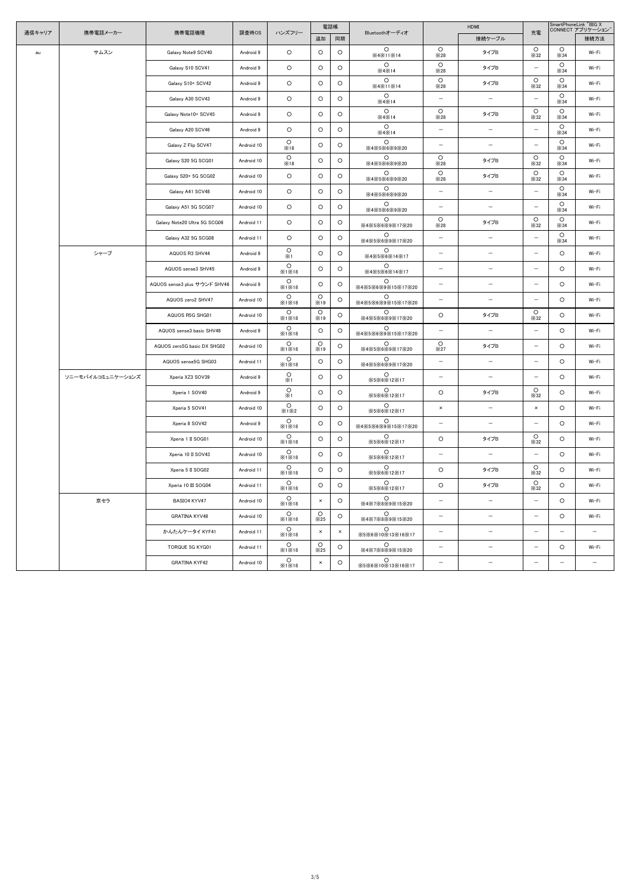| 通信キャリア | 携帯電話メーカー | 携帯電話機種 | 調査時OS | ハンズフリー | 電話帳 | | Bluetoothオーディオ | HDMI | | 充電 | SmartPhoneLink "BIG X CONNECT アプリケーション" | |
|---|---|---|---|---|---|---|---|---|---|---|---|---|
| | | | | | 追加 | 同期 | | | 接続ケーブル | | | 接続方法 |
| au | サムスン | Galaxy Note9 SCV40 | Android 9 | ○ | ○ | ○ | ○ ※4※11※14 | ○ ※28 | タイプB | ○ ※32 | ○ ※34 | Wi-Fi |
| | | Galaxy S10 SCV41 | Android 9 | ○ | ○ | ○ | ○ ※4※14 | ○ ※28 | タイプB | － | ○ ※34 | Wi-Fi |
| | | Galaxy S10+ SCV42 | Android 9 | ○ | ○ | ○ | ○ ※4※11※14 | ○ ※28 | タイプB | ○ ※32 | ○ ※34 | Wi-Fi |
| | | Galaxy A30 SCV43 | Android 9 | ○ | ○ | ○ | ○ ※4※14 | － | － | － | ○ ※34 | Wi-Fi |
| | | Galaxy Note10+ SCV45 | Android 9 | ○ | ○ | ○ | ○ ※4※14 | ○ ※28 | タイプB | ○ ※32 | ○ ※34 | Wi-Fi |
| | | Galaxy A20 SCV46 | Android 9 | ○ | ○ | ○ | ○ ※4※14 | － | － | － | ○ ※34 | Wi-Fi |
| | | Galaxy Z Flip SCV47 | Android 10 | ○ ※18 | ○ | ○ | ○ ※4※5※6※9※20 | － | － | － | ○ ※34 | Wi-Fi |
| | | Galaxy S20 5G SCG01 | Android 10 | ○ ※18 | ○ | ○ | ○ ※4※5※6※9※20 | ○ ※28 | タイプB | ○ ※32 | ○ ※34 | Wi-Fi |
| | | Galaxy S20+ 5G SCG02 | Android 10 | ○ | ○ | ○ | ○ ※4※5※6※9※20 | ○ ※28 | タイプB | ○ ※32 | ○ ※34 | Wi-Fi |
| | | Galaxy A41 SCV48 | Android 10 | ○ | ○ | ○ | ○ ※4※5※6※9※20 | － | － | － | ○ ※34 | Wi-Fi |
| | | Galaxy A51 5G SCG07 | Android 10 | ○ | ○ | ○ | ○ ※4※5※6※9※20 | － | － | － | ○ ※34 | Wi-Fi |
| | | Galaxy Note20 Ultra 5G SCG06 | Android 11 | ○ | ○ | ○ | ○ ※4※5※6※9※17※20 | ○ ※28 | タイプB | ○ ※32 | ○ ※34 | Wi-Fi |
| | | Galaxy A32 5G SCG08 | Android 11 | ○ | ○ | ○ | ○ ※4※5※6※9※17※20 | － | － | － | ○ ※34 | Wi-Fi |
| | シャープ | AQUOS R3 SHV44 | Android 9 | ○ ※1 | ○ | ○ | ○ ※4※5※6※14※17 | － | － | － | ○ | Wi-Fi |
| | | AQUOS sense3 SHV45 | Android 9 | ○ ※1※18 | ○ | ○ | ○ ※4※5※6※14※17 | － | － | － | ○ | Wi-Fi |
| | | AQUOS sense3 plus サウンド SHV46 | Android 9 | ○ ※1※18 | ○ | ○ | ○ ※4※5※6※9※15※17※20 | － | － | － | ○ | Wi-Fi |
| | | AQUOS zero2 SHV47 | Android 10 | ○ ※1※18 | ○ ※19 | ○ | ○ ※4※5※6※9※15※17※20 | － | － | － | ○ | Wi-Fi |
| | | AQUOS R5G SHG01 | Android 10 | ○ ※1※18 | ○ ※19 | ○ | ○ ※4※5※6※9※17※20 | ○ | タイプB | ○ ※32 | ○ | Wi-Fi |
| | | AQUOS sense3 basic SHV48 | Android 9 | ○ ※1※18 | ○ | ○ | ○ ※4※5※6※9※15※17※20 | － | － | － | ○ | Wi-Fi |
| | | AQUOS zero5G basic DX SHG02 | Android 10 | ○ ※1※18 | ○ ※19 | ○ | ○ ※4※5※6※9※17※20 | ○ ※27 | タイプB | － | ○ | Wi-Fi |
| | | AQUOS sense5G SHG03 | Android 11 | ○ ※1※18 | ○ | ○ | ○ ※4※5※6※9※17※20 | － | － | － | ○ | Wi-Fi |
| | ソニーモバイルコミュニケーションズ | Xperia XZ3 SOV39 | Android 9 | ○ ※1 | ○ | ○ | ○ ※5※6※12※17 | － | － | － | ○ | Wi-Fi |
| | | Xperia 1 SOV40 | Android 9 | ○ ※1 | ○ | ○ | ○ ※5※6※12※17 | ○ | タイプB | ○ ※32 | ○ | Wi-Fi |
| | | Xperia 5 SOV41 | Android 10 | ○ ※1※2 | ○ | ○ | ○ ※5※6※12※17 | × | － | × | ○ | Wi-Fi |
| | | Xperia 8 SOV42 | Android 9 | ○ ※1※18 | ○ | ○ | ○ ※4※5※6※9※15※17※20 | － | － | － | ○ | Wi-Fi |
| | | Xperia 1 II SOG01 | Android 10 | ○ ※1※18 | ○ | ○ | ○ ※5※6※12※17 | ○ | タイプB | ○ ※32 | ○ | Wi-Fi |
| | | Xperia 10 II SOV43 | Android 10 | ○ ※1※18 | ○ | ○ | ○ ※5※6※12※17 | － | － | － | ○ | Wi-Fi |
| | | Xperia 5 II SOG02 | Android 11 | ○ ※1※18 | ○ | ○ | ○ ※5※6※12※17 | ○ | タイプB | ○ ※32 | ○ | Wi-Fi |
| | | Xperia 10 III SOG04 | Android 11 | ○ ※1※18 | ○ | ○ | ○ ※5※6※12※17 | ○ | タイプB | ○ ※32 | ○ | Wi-Fi |
| | 京セラ | BASIO4 KYV47 | Android 10 | ○ ※1※18 | × | ○ | ○ ※4※7※8※9※15※20 | － | － | － | ○ | Wi-Fi |
| | | GRATINA KYV48 | Android 10 | ○ ※1※18 | ○ ※25 | ○ | ○ ※4※7※8※9※15※20 | － | － | － | ○ | Wi-Fi |
| | | かんたんケータイ KYF41 | Android 11 | ○ ※1※18 | × | × | ○ ※5※6※10※13※16※17 | － | － | － | － | － |
| | | TORQUE 5G KYG01 | Android 11 | ○ ※1※18 | ○ ※25 | ○ | ○ ※4※7※8※9※15※20 | － | － | － | ○ | Wi-Fi |
| | | GRATINA KYF42 | Android 10 | ○ ※1※18 | × | ○ | ○ ※5※6※10※13※16※17 | － | － | － | － | － |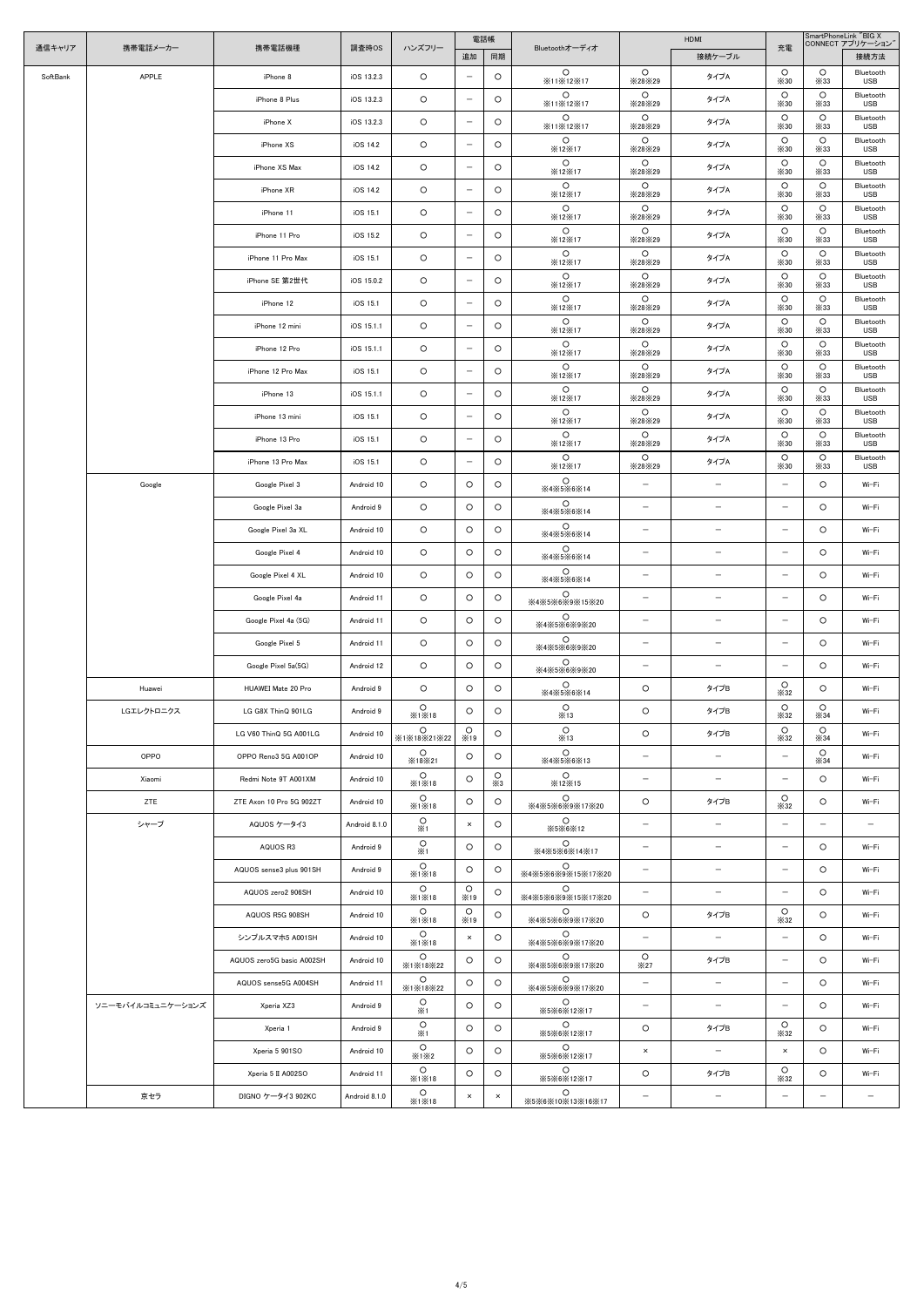| 通信キャリア | 携帯電話メーカー | 携帯電話機種 | 調査時OS | ハンズフリー | 電話帳 | | Bluetoothオーディオ | HDMI | | 充電 | SmartPhoneLink "BIG X CONNECT アプリケーション" | |
|---|---|---|---|---|---|---|---|---|---|---|---|---|
| | | | | | 追加 | 同期 | | | 接続ケーブル | | | 接続方法 |
| SoftBank | APPLE | iPhone 8 | iOS 13.2.3 | ○ | − | ○ | ○ ※11※12※17 | ○ ※28※29 | タイプA | ○ ※30 | ○ ※33 | Bluetooth USB |
| | | iPhone 8 Plus | iOS 13.2.3 | ○ | − | ○ | ○ ※11※12※17 | ○ ※28※29 | タイプA | ○ ※30 | ○ ※33 | Bluetooth USB |
| | | iPhone X | iOS 13.2.3 | ○ | − | ○ | ○ ※11※12※17 | ○ ※28※29 | タイプA | ○ ※30 | ○ ※33 | Bluetooth USB |
| | | iPhone XS | iOS 14.2 | ○ | − | ○ | ○ ※12※17 | ○ ※28※29 | タイプA | ○ ※30 | ○ ※33 | Bluetooth USB |
| | | iPhone XS Max | iOS 14.2 | ○ | − | ○ | ○ ※12※17 | ○ ※28※29 | タイプA | ○ ※30 | ○ ※33 | Bluetooth USB |
| | | iPhone XR | iOS 14.2 | ○ | − | ○ | ○ ※12※17 | ○ ※28※29 | タイプA | ○ ※30 | ○ ※33 | Bluetooth USB |
| | | iPhone 11 | iOS 15.1 | ○ | − | ○ | ○ ※12※17 | ○ ※28※29 | タイプA | ○ ※30 | ○ ※33 | Bluetooth USB |
| | | iPhone 11 Pro | iOS 15.2 | ○ | − | ○ | ○ ※12※17 | ○ ※28※29 | タイプA | ○ ※30 | ○ ※33 | Bluetooth USB |
| | | iPhone 11 Pro Max | iOS 15.1 | ○ | − | ○ | ○ ※12※17 | ○ ※28※29 | タイプA | ○ ※30 | ○ ※33 | Bluetooth USB |
| | | iPhone SE 第2世代 | iOS 15.0.2 | ○ | − | ○ | ○ ※12※17 | ○ ※28※29 | タイプA | ○ ※30 | ○ ※33 | Bluetooth USB |
| | | iPhone 12 | iOS 15.1 | ○ | − | ○ | ○ ※12※17 | ○ ※28※29 | タイプA | ○ ※30 | ○ ※33 | Bluetooth USB |
| | | iPhone 12 mini | iOS 15.1.1 | ○ | − | ○ | ○ ※12※17 | ○ ※28※29 | タイプA | ○ ※30 | ○ ※33 | Bluetooth USB |
| | | iPhone 12 Pro | iOS 15.1.1 | ○ | − | ○ | ○ ※12※17 | ○ ※28※29 | タイプA | ○ ※30 | ○ ※33 | Bluetooth USB |
| | | iPhone 12 Pro Max | iOS 15.1 | ○ | − | ○ | ○ ※12※17 | ○ ※28※29 | タイプA | ○ ※30 | ○ ※33 | Bluetooth USB |
| | | iPhone 13 | iOS 15.1.1 | ○ | − | ○ | ○ ※12※17 | ○ ※28※29 | タイプA | ○ ※30 | ○ ※33 | Bluetooth USB |
| | | iPhone 13 mini | iOS 15.1 | ○ | − | ○ | ○ ※12※17 | ○ ※28※29 | タイプA | ○ ※30 | ○ ※33 | Bluetooth USB |
| | | iPhone 13 Pro | iOS 15.1 | ○ | − | ○ | ○ ※12※17 | ○ ※28※29 | タイプA | ○ ※30 | ○ ※33 | Bluetooth USB |
| | | iPhone 13 Pro Max | iOS 15.1 | ○ | − | ○ | ○ ※12※17 | ○ ※28※29 | タイプA | ○ ※30 | ○ ※33 | Bluetooth USB |
| | Google | Google Pixel 3 | Android 10 | ○ | ○ | ○ | ○ ※4※5※6※14 | − | − | − | ○ | Wi-Fi |
| | | Google Pixel 3a | Android 9 | ○ | ○ | ○ | ○ ※4※5※6※14 | − | − | − | ○ | Wi-Fi |
| | | Google Pixel 3a XL | Android 10 | ○ | ○ | ○ | ○ ※4※5※6※14 | − | − | − | ○ | Wi-Fi |
| | | Google Pixel 4 | Android 10 | ○ | ○ | ○ | ○ ※4※5※6※14 | − | − | − | ○ | Wi-Fi |
| | | Google Pixel 4 XL | Android 10 | ○ | ○ | ○ | ○ ※4※5※6※14 | − | − | − | ○ | Wi-Fi |
| | | Google Pixel 4a | Android 11 | ○ | ○ | ○ | ○ ※4※5※6※9※15※20 | − | − | − | ○ | Wi-Fi |
| | | Google Pixel 4a (5G) | Android 11 | ○ | ○ | ○ | ○ ※4※5※6※9※20 | − | − | − | ○ | Wi-Fi |
| | | Google Pixel 5 | Android 11 | ○ | ○ | ○ | ○ ※4※5※6※9※20 | − | − | − | ○ | Wi-Fi |
| | | Google Pixel 5a(5G) | Android 12 | ○ | ○ | ○ | ○ ※4※5※6※9※20 | − | − | − | ○ | Wi-Fi |
| | Huawei | HUAWEI Mate 20 Pro | Android 9 | ○ | ○ | ○ | ○ ※4※5※6※14 | ○ | タイプB | ○ ※32 | ○ | Wi-Fi |
| | LGエレクトロニクス | LG G8X ThinQ 901LG | Android 9 | ○ ※1※18 | ○ | ○ | ○ ※13 | ○ | タイプB | ○ ※32 | ○ ※34 | Wi-Fi |
| | | LG V60 ThinQ 5G A001LG | Android 10 | ○ ※1※18※21※22 | ○ ※19 | ○ | ○ ※13 | ○ | タイプB | ○ ※32 | ○ ※34 | Wi-Fi |
| | OPPO | OPPO Reno3 5G A001OP | Android 10 | ○ ※18※21 | ○ | ○ | ○ ※4※5※6※13 | − | − | − | ○ ※34 | Wi-Fi |
| | Xiaomi | Redmi Note 9T A001XM | Android 10 | ○ ※1※18 | ○ | ○ ※3 | ○ ※12※15 | − | − | − | ○ | Wi-Fi |
| | ZTE | ZTE Axon 10 Pro 5G 902ZT | Android 10 | ○ ※1※18 | ○ | ○ | ○ ※4※5※6※9※17※20 | ○ | タイプB | ○ ※32 | ○ | Wi-Fi |
| | シャープ | AQUOS ケータイ3 | Android 8.1.0 | ○ ※1 | × | ○ | ○ ※5※6※12 | − | − | − | − | − |
| | | AQUOS R3 | Android 9 | ○ ※1 | ○ | ○ | ○ ※4※5※6※14※17 | − | − | − | ○ | Wi-Fi |
| | | AQUOS sense3 plus 901SH | Android 9 | ○ ※1※18 | ○ | ○ | ○ ※4※5※6※9※15※17※20 | − | − | − | ○ | Wi-Fi |
| | | AQUOS zero2 906SH | Android 10 | ○ ※1※18 | ○ ※19 | ○ | ○ ※4※5※6※9※15※17※20 | − | − | − | ○ | Wi-Fi |
| | | AQUOS R5G 908SH | Android 10 | ○ ※1※18 | ○ ※19 | ○ | ○ ※4※5※6※9※17※20 | ○ | タイプB | ○ ※32 | ○ | Wi-Fi |
| | | シンプルスマホ5 A001SH | Android 10 | ○ ※1※18 | × | ○ | ○ ※4※5※6※9※17※20 | − | − | − | ○ | Wi-Fi |
| | | AQUOS zero5G basic A002SH | Android 10 | ○ ※1※18※22 | ○ | ○ | ○ ※4※5※6※9※17※20 | ○ ※27 | タイプB | − | ○ | Wi-Fi |
| | | AQUOS sense5G A004SH | Android 11 | ○ ※1※18※22 | ○ | ○ | ○ ※4※5※6※9※17※20 | − | − | − | ○ | Wi-Fi |
| | ソニーモバイルコミュニケーションズ | Xperia XZ3 | Android 9 | ○ ※1 | ○ | ○ | ○ ※5※6※12※17 | − | − | − | ○ | Wi-Fi |
| | | Xperia 1 | Android 9 | ○ ※1 | ○ | ○ | ○ ※5※6※12※17 | ○ | タイプB | ○ ※32 | ○ | Wi-Fi |
| | | Xperia 5 901SO | Android 10 | ○ ※1※2 | ○ | ○ | ○ ※5※6※12※17 | × | − | × | ○ | Wi-Fi |
| | | Xperia 5 Ⅱ A002SO | Android 11 | ○ ※1※18 | ○ | ○ | ○ ※5※6※12※17 | ○ | タイプB | ○ ※32 | ○ | Wi-Fi |
| | 京セラ | DIGNO ケータイ3 902KC | Android 8.1.0 | ○ ※1※18 | × | × | ○ ※5※6※10※13※16※17 | − | − | − | − | − |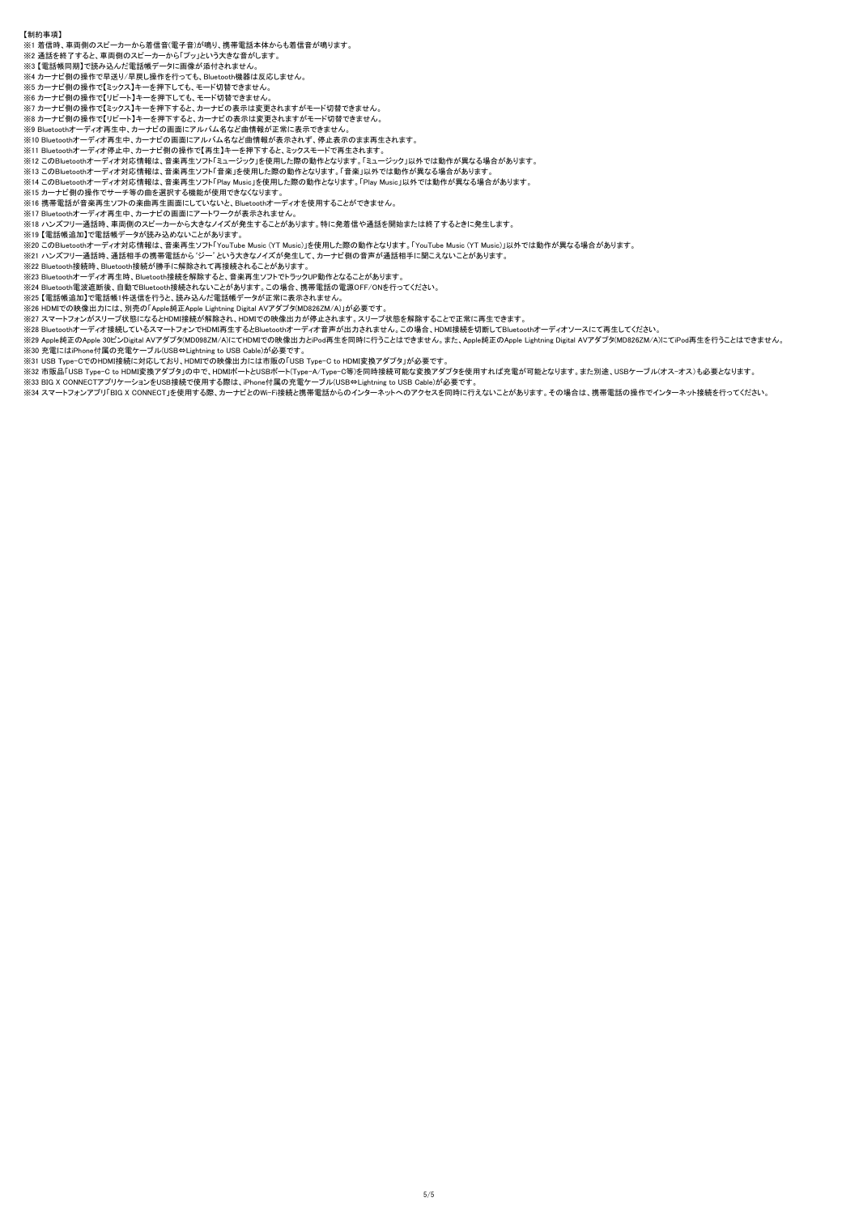【制約事項】

※1 着信時、車両側のスピーカーから着信音(電子音)が鳴り、携帯電話本体からも着信音が鳴ります。
※2 通話を終了すると、車両側のスピーカーから「ブッ」という大きな音がします。
※3【電話帳同期】で読み込んだ電話帳データに画像が添付されません。
※4 カーナビ側の操作で早送り/早戻し操作を行っても、Bluetooth機器は反応しません。
※5 カーナビ側の操作で【ミックス】キーを押下しても、モード切替できません。
※6 カーナビ側の操作で【リピート】キーを押下しても、モード切替できません。
※7 カーナビ側の操作で【ミックス】キーを押下すると、カーナビの表示は変更されますがモード切替できません。
※8 カーナビ側の操作で【リピート】キーを押下すると、カーナビの表示は変更されますがモード切替できません。
※9 Bluetoothオーディオ再生中、カーナビの画面にアルバム名など曲情報が正常に表示できません。
※10 Bluetoothオーディオ再生中、カーナビの画面にアルバム名など曲情報が表示されず、停止表示のまま再生されます。
※11 Bluetoothオーディオ停止中、カーナビ側の操作で【再生】キーを押下すると、ミックスモードで再生されます。
※12 このBluetoothオーディオ対応情報は、音楽再生ソフト「ミュージック」を使用した際の動作となります。「ミュージック」以外では動作が異なる場合があります。
※13 このBluetoothオーディオ対応情報は、音楽再生ソフト「音楽」を使用した際の動作となります。「音楽」以外では動作が異なる場合があります。
※14 このBluetoothオーディオ対応情報は、音楽再生ソフト「Play Music」を使用した際の動作となります。「Play Music」以外では動作が異なる場合があります。
※15 カーナビ側の操作でサーチ等の曲を選択する機能が使用できなくなります。
※16 携帯電話が音楽再生ソフトの楽曲再生画面にしていないと、Bluetoothオーディオを使用することができません。
※17 Bluetoothオーディオ再生中、カーナビの画面にアートワークが表示されません。
※18 ハンズフリー通話時、車両側のスピーカーから大きなノイズが発生することがあります。特に発着信や通話を開始または終了するときに発生します。
※19【電話帳追加】で電話帳データが読み込めないことがあります。
※20 このBluetoothオーディオ対応情報は、音楽再生ソフト「YouTube Music (YT Music)」を使用した際の動作となります。「YouTube Music (YT Music)」以外では動作が異なる場合があります。
※21 ハンズフリー通話時、通話相手の携帯電話から'ジー'という大きなノイズが発生して、カーナビ側の音声が通話相手に聞こえないことがあります。
※22 Bluetooth接続時、Bluetooth接続が勝手に解除されて再接続されることがあります。
※23 Bluetoothオーディオ再生時、Bluetooth接続を解除すると、音楽再生ソフトでトラックUP動作となることがあります。
※24 Bluetooth電波遮断後、自動でBluetooth接続されないことがあります。この場合、携帯電話の電源OFF/ONを行ってください。
※25【電話帳追加】で電話帳1件送信を行うと、読み込んだ電話帳データが正常に表示されません。
※26 HDMIでの映像出力には、別売の「Apple純正Apple Lightning Digital AVアダプタ(MD826ZM/A)」が必要です。
※27 スマートフォンがスリープ状態になるとHDMI接続が解除され、HDMIでの映像出力が停止されます。スリープ状態を解除することで正常に再生できます。
※28 Bluetoothオーディオ接続しているスマートフォンでHDMI再生するとBluetoothオーディオ音声が出力されません。この場合、HDMI接続を切断してBluetoothオーディオソースにて再生してください。
※29 Apple純正のApple 30ピンDigital AVアダプタ(MD098ZM/A)にてHDMIでの映像出力とiPod再生を同時に行うことはできません。また、Apple純正のApple Lightning Digital AVアダプタ(MD826ZM/A)にてiPod再生を行うことはできません。
※30 充電にはiPhone付属の充電ケーブル(USB⇔Lightning to USB Cable)が必要です。
※31 USB Type-CでのHDMI接続に対応しており、HDMIでの映像出力には市販の「USB Type-C to HDMI変換アダプタ」が必要です。
※32 市販品「USB Type-C to HDMI変換アダプタ」の中で、HDMIポートとUSBポート(Type-A/Type-C等)を同時接続可能な変換アダプタを使用すれば充電が可能となります。また別途、USBケーブル(オス-オス)も必要となります。
※33 BIG X CONNECTアプリケーションをUSB接続で使用する際は、iPhone付属の充電ケーブル(USB⇔Lightning to USB Cable)が必要です。
※34 スマートフォンアプリ「BIG X CONNECT」を使用する際、カーナビとのWi-Fi接続と携帯電話からのインターネットへのアクセスを同時に行えないことがあります。その場合は、携帯電話の操作でインターネット接続を行ってください。